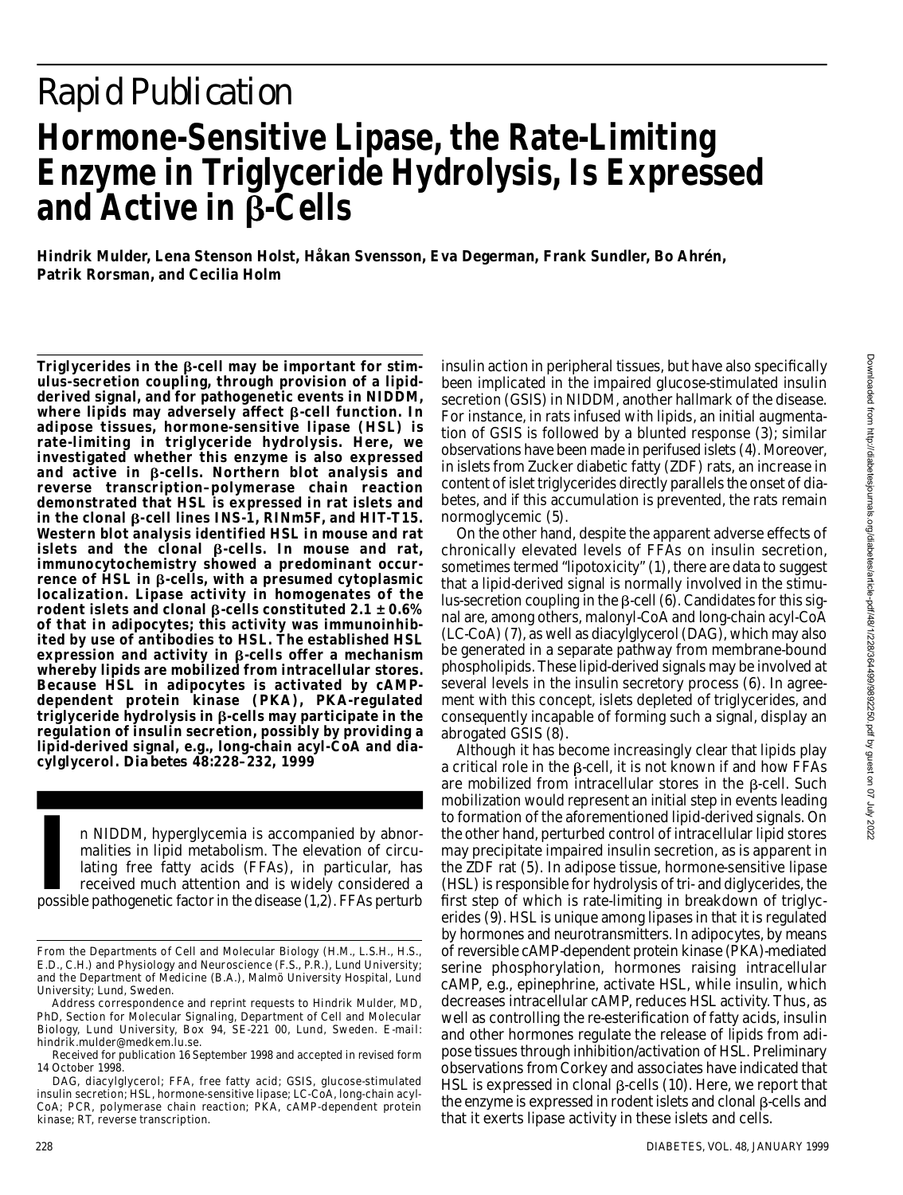# Rapid Publication

# Hormone-Sensitive Lipase, the Rate-Limiting Enzyme in Triglyceride Hydrolysis, Is Expressed and Active in β-Cells

**Hindrik Mulder, Lena Stenson Holst, Håkan Svensson, Eva Degerman, Frank Sundler, Bo Ahrén, Patrik Rorsman, and Cecilia Holm**

**Triglycerides in the β-cell may be important for stimulus-secretion coupling, through provision of a lipid-derived signal, and for pathogenetic events in NIDDM, where lipids may adversely affect β-cell function. In adipose tissues, hormone-sensitive lipase (HSL) is rate-limiting in triglyceride hydrolysis. Here, we investigated whether this enzyme is also expressed and active in β-cells. Northern blot analysis and reverse transcription–polymerase chain reaction demonstrated that HSL is expressed in rat islets and in the clonal β-cell lines INS-1, RINm5F, and HIT-T15. Western blot analysis identified HSL in mouse and rat islets and the clonal β-cells. In mouse and rat, immunocytochemistry showed a predominant occurrence of HSL in β-cells, with a presumed cytoplasmic localization. Lipase activity in homogenates of the rodent islets and clonal β-cells constituted 2.1 ± 0.6% of that in adipocytes; this activity was immunoinhibited by use of antibodies to HSL. The established HSL expression and activity in β-cells offer a mechanism whereby lipids are mobilized from intracellular stores. Because HSL in adipocytes is activated by cAMP-dependent protein kinase (PKA), PKA-regulated triglyceride hydrolysis in β-cells may participate in the regulation of insulin secretion, possibly by providing a lipid-derived signal, e.g., long-chain acyl-CoA and diacylglycerol. *Diabetes* 48:228–232, 1999**

In NIDDM, hyperglycemia is accompanied by abnormalities in lipid metabolism. The elevation of circulating free fatty acids (FFAs), in particular, has received much attention and is widely considered a possible pathogenetic factor in the disease (1,2). FFAs perturb insulin action in peripheral tissues, but have also specifically been implicated in the impaired glucose-stimulated insulin secretion (GSIS) in NIDDM, another hallmark of the disease. For instance, in rats infused with lipids, an initial augmentation of GSIS is followed by a blunted response (3); similar observations have been made in perifused islets (4). Moreover, in islets from Zucker diabetic fatty (ZDF) rats, an increase in content of islet triglycerides directly parallels the onset of diabetes, and if this accumulation is prevented, the rats remain normoglycemic (5).

On the other hand, despite the apparent adverse effects of chronically elevated levels of FFAs on insulin secretion, sometimes termed "lipotoxicity" (1), there are data to suggest that a lipid-derived signal is normally involved in the stimulus-secretion coupling in the β-cell (6). Candidates for this signal are, among others, malonyl-CoA and long-chain acyl-CoA (LC-CoA) (7), as well as diacylglycerol (DAG), which may also be generated in a separate pathway from membrane-bound phospholipids. These lipid-derived signals may be involved at several levels in the insulin secretory process (6). In agreement with this concept, islets depleted of triglycerides, and consequently incapable of forming such a signal, display an abrogated GSIS (8).

Although it has become increasingly clear that lipids play a critical role in the β-cell, it is not known if and how FFAs are mobilized from intracellular stores in the β-cell. Such mobilization would represent an initial step in events leading to formation of the aforementioned lipid-derived signals. On the other hand, perturbed control of intracellular lipid stores may precipitate impaired insulin secretion, as is apparent in the ZDF rat (5). In adipose tissue, hormone-sensitive lipase (HSL) is responsible for hydrolysis of tri- and diglycerides, the first step of which is rate-limiting in breakdown of triglycerides (9). HSL is unique among lipases in that it is regulated by hormones and neurotransmitters. In adipocytes, by means of reversible cAMP-dependent protein kinase (PKA)-mediated serine phosphorylation, hormones raising intracellular cAMP, e.g., epinephrine, activate HSL, while insulin, which decreases intracellular cAMP, reduces HSL activity. Thus, as well as controlling the re-esterification of fatty acids, insulin and other hormones regulate the release of lipids from adipose tissues through inhibition/activation of HSL. Preliminary observations from Corkey and associates have indicated that HSL is expressed in clonal β-cells (10). Here, we report that the enzyme is expressed in rodent islets and clonal β-cells and that it exerts lipase activity in these islets and cells.

---

From the Departments of Cell and Molecular Biology (H.M., L.S.H., H.S., E.D., C.H.) and Physiology and Neuroscience (F.S., P.R.), Lund University; and the Department of Medicine (B.A.), Malmö University Hospital, Lund University; Lund, Sweden.

Address correspondence and reprint requests to Hindrik Mulder, MD, PhD, Section for Molecular Signaling, Department of Cell and Molecular Biology, Lund University, Box 94, SE-221 00, Lund, Sweden. E-mail: hindrik.mulder@medkem.lu.se.

Received for publication 16 September 1998 and accepted in revised form 14 October 1998.

DAG, diacylglycerol; FFA, free fatty acid; GSIS, glucose-stimulated insulin secretion; HSL, hormone-sensitive lipase; LC-CoA, long-chain acyl-CoA; PCR, polymerase chain reaction; PKA, cAMP-dependent protein kinase; RT, reverse transcription.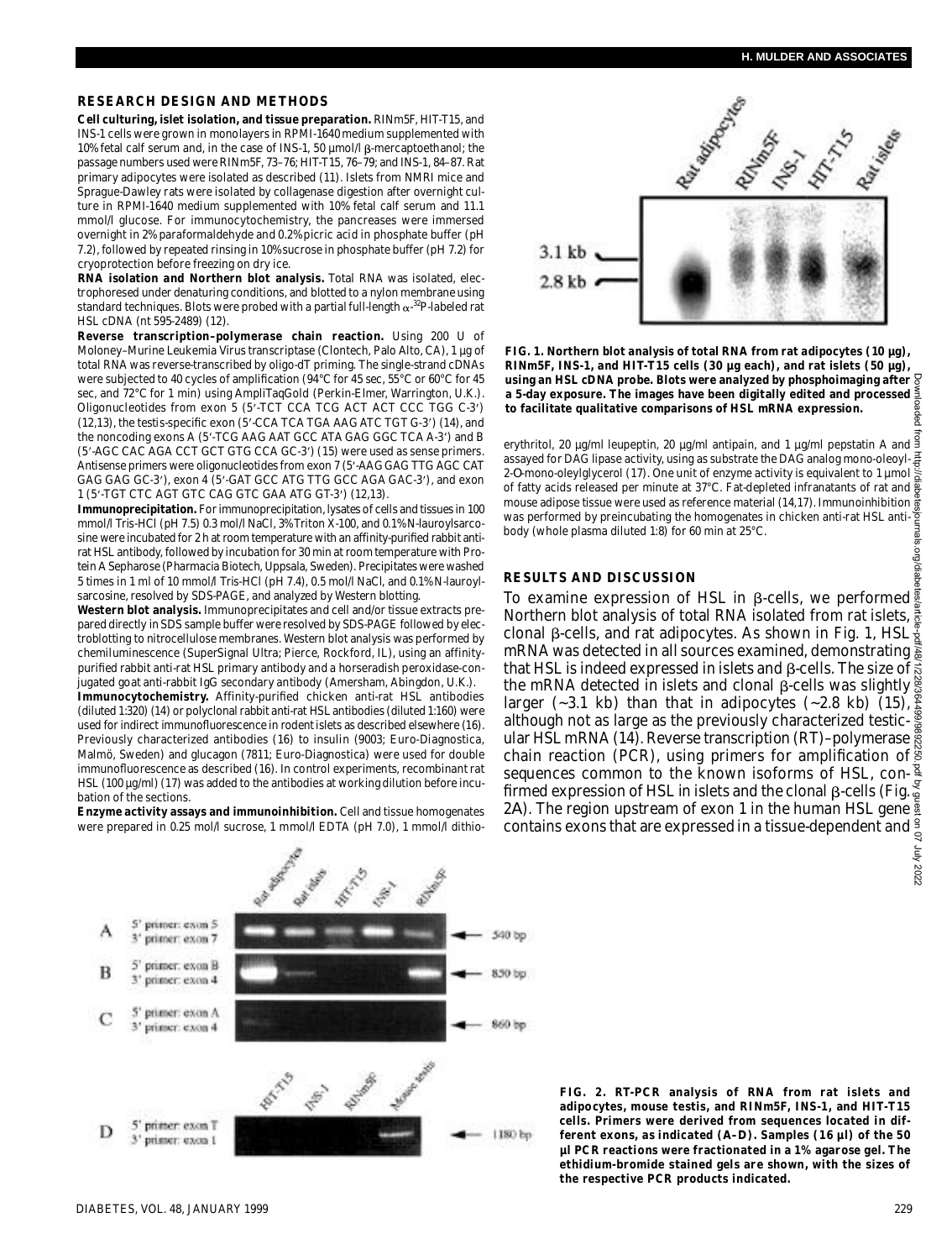## RESEARCH DESIGN AND METHODS

**Cell culturing, islet isolation, and tissue preparation.** RINm5F, HIT-T15, and INS-1 cells were grown in monolayers in RPMI-1640 medium supplemented with 10% fetal calf serum and, in the case of INS-1, 50 µmol/l β-mercaptoethanol; the passage numbers used were RINm5F, 73–76; HIT-T15, 76–79; and INS-1, 84–87. Rat primary adipocytes were isolated as described (11). Islets from NMRI mice and Sprague-Dawley rats were isolated by collagenase digestion after overnight culture in RPMI-1640 medium supplemented with 10% fetal calf serum and 11.1 mmol/l glucose. For immunocytochemistry, the pancreases were immersed overnight in 2% paraformaldehyde and 0.2% picric acid in phosphate buffer (pH 7.2), followed by repeated rinsing in 10% sucrose in phosphate buffer (pH 7.2) for cryoprotection before freezing on dry ice.

**RNA isolation and Northern blot analysis.** Total RNA was isolated, electrophoresed under denaturing conditions, and blotted to a nylon membrane using standard techniques. Blots were probed with a partial full-length $\alpha$-$^{32}$P-labeled rat HSL cDNA (nt 595-2489) (12).

**Reverse transcription–polymerase chain reaction.** Using 200 U of Moloney–Murine Leukemia Virus transcriptase (Clontech, Palo Alto, CA), 1 µg of total RNA was reverse-transcribed by oligo-dT priming. The single-strand cDNAs were subjected to 40 cycles of amplification (94°C for 45 sec, 55°C or 60°C for 45 sec, and 72°C for 1 min) using AmpliTaqGold (Perkin-Elmer, Warrington, U.K.). Oligonucleotides from exon 5 (5′-TCT CCA TCG ACT ACT CCC TGG C-3′) (12,13), the testis-specific exon (5′-CCA TCA TGA AAG ATC TGT G-3′) (14), and the noncoding exons A (5′-TCG AAG AAT GCC ATA GAG GGC TCA A-3′) and B (5′-AGC CAC AGA CCT GCT GTG CCA GC-3′) (15) were used as sense primers. Antisense primers were oligonucleotides from exon 7 (5′-AAG GAG TTG AGC CAT GAG GAG GC-3′), exon 4 (5′-GAT GCC ATG TTG GCC AGA GAC-3′), and exon 1 (5′-TGT CTC AGT GTC CAG GTC GAA ATG GT-3′) (12,13).

**Immunoprecipitation.** For immunoprecipitation, lysates of cells and tissues in 100 mmol/l Tris-HCl (pH 7.5) 0.3 mol/l NaCl, 3% Triton X-100, and 0.1% N-lauroylsarcosine were incubated for 2 h at room temperature with an affinity-purified rabbit anti-rat HSL antibody, followed by incubation for 30 min at room temperature with Protein A Sepharose (Pharmacia Biotech, Uppsala, Sweden). Precipitates were washed 5 times in 1 ml of 10 mmol/l Tris-HCl (pH 7.4), 0.5 mol/l NaCl, and 0.1% N-lauroylsarcosine, resolved by SDS-PAGE, and analyzed by Western blotting.

**Western blot analysis.** Immunoprecipitates and cell and/or tissue extracts prepared directly in SDS sample buffer were resolved by SDS-PAGE followed by electroblotting to nitrocellulose membranes. Western blot analysis was performed by chemiluminescence (SuperSignal Ultra; Pierce, Rockford, IL), using an affinity-purified rabbit anti-rat HSL primary antibody and a horseradish peroxidase-conjugated goat anti-rabbit IgG secondary antibody (Amersham, Abingdon, U.K.).

**Immunocytochemistry.** Affinity-purified chicken anti-rat HSL antibodies (diluted 1:320) (14) or polyclonal rabbit anti-rat HSL antibodies (diluted 1:160) were used for indirect immunofluorescence in rodent islets as described elsewhere (16). Previously characterized antibodies (16) to insulin (9003; Euro-Diagnostica, Malmö, Sweden) and glucagon (7811; Euro-Diagnostica) were used for double immunofluorescence as described (16). In control experiments, recombinant rat HSL (100 µg/ml) (17) was added to the antibodies at working dilution before incubation of the sections.

**Enzyme activity assays and immunoinhibition.** Cell and tissue homogenates were prepared in 0.25 mol/l sucrose, 1 mmol/l EDTA (pH 7.0), 1 mmol/l dithioerythritol, 20 µg/ml leupeptin, 20 µg/ml antipain, and 1 µg/ml pepstatin A and assayed for DAG lipase activity, using as substrate the DAG analog mono-oleoyl-2-O-mono-oleylglycerol (17). One unit of enzyme activity is equivalent to 1 µmol of fatty acids released per minute at 37°C. Fat-depleted infranatants of rat and mouse adipose tissue were used as reference material (14,17). Immunoinhibition was performed by preincubating the homogenates in chicken anti-rat HSL antibody (whole plasma diluted 1:8) for 60 min at 25°C.

FIG. 1. Northern blot analysis of total RNA from rat adipocytes (10 µg), RINm5F, INS-1, and HIT-T15 cells (30 µg each), and rat islets (50 µg), using an HSL cDNA probe. Blots were analyzed by phosphoimaging after a 5-day exposure. The images have been digitally edited and processed to facilitate qualitative comparisons of HSL mRNA expression.

## RESULTS AND DISCUSSION

To examine expression of HSL in β-cells, we performed Northern blot analysis of total RNA isolated from rat islets, clonal β-cells, and rat adipocytes. As shown in Fig. 1, HSL mRNA was detected in all sources examined, demonstrating that HSL is indeed expressed in islets and β-cells. The size of the mRNA detected in islets and clonal β-cells was slightly larger (~3.1 kb) than that in adipocytes (~2.8 kb) (15), although not as large as the previously characterized testicular HSL mRNA (14). Reverse transcription (RT)–polymerase chain reaction (PCR), using primers for amplification of sequences common to the known isoforms of HSL, confirmed expression of HSL in islets and the clonal β-cells (Fig. 2A). The region upstream of exon 1 in the human HSL gene contains exons that are expressed in a tissue-dependent and

FIG. 2. RT-PCR analysis of RNA from rat islets and adipocytes, mouse testis, and RINm5F, INS-1, and HIT-T15 cells. Primers were derived from sequences located in different exons, as indicated (A–D). Samples (16 µl) of the 50 µl PCR reactions were fractionated in a 1% agarose gel. The ethidium-bromide stained gels are shown, with the sizes of the respective PCR products indicated.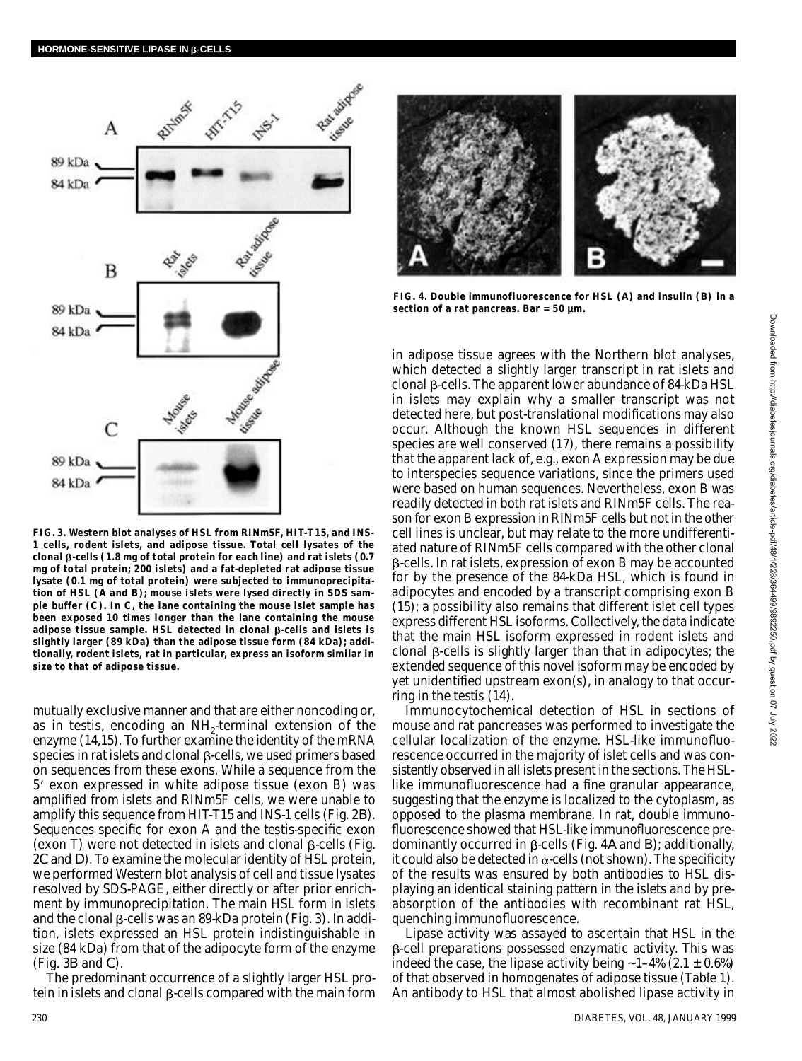FIG. 3. Western blot analyses of HSL from RINm5F, HIT-T15, and INS-1 cells, rodent islets, and adipose tissue. Total cell lysates of the clonal β-cells (1.8 mg of total protein for each line) and rat islets (0.7 mg of total protein; 200 islets) and a fat-depleted rat adipose tissue lysate (0.1 mg of total protein) were subjected to immunoprecipitation of HSL (A and B); mouse islets were lysed directly in SDS sample buffer (C). In C, the lane containing the mouse islet sample has been exposed 10 times longer than the lane containing the mouse adipose tissue sample. HSL detected in clonal β-cells and islets is slightly larger (89 kDa) than the adipose tissue form (84 kDa); additionally, rodent islets, rat in particular, express an isoform similar in size to that of adipose tissue.

mutually exclusive manner and that are either noncoding or, as in testis, encoding an $NH_2$-terminal extension of the enzyme (14,15). To further examine the identity of the mRNA species in rat islets and clonal β-cells, we used primers based on sequences from these exons. While a sequence from the 5′ exon expressed in white adipose tissue (exon B) was amplified from islets and RINm5F cells, we were unable to amplify this sequence from HIT-T15 and INS-1 cells (Fig. 2B). Sequences specific for exon A and the testis-specific exon (exon T) were not detected in islets and clonal β-cells (Fig. 2C and D). To examine the molecular identity of HSL protein, we performed Western blot analysis of cell and tissue lysates resolved by SDS-PAGE, either directly or after prior enrichment by immunoprecipitation. The main HSL form in islets and the clonal β-cells was an 89-kDa protein (Fig. 3). In addition, islets expressed an HSL protein indistinguishable in size (84 kDa) from that of the adipocyte form of the enzyme (Fig. 3B and C).

The predominant occurrence of a slightly larger HSL protein in islets and clonal β-cells compared with the main form in adipose tissue agrees with the Northern blot analyses, which detected a slightly larger transcript in rat islets and clonal β-cells. The apparent lower abundance of 84-kDa HSL in islets may explain why a smaller transcript was not detected here, but post-translational modifications may also occur. Although the known HSL sequences in different species are well conserved (17), there remains a possibility that the apparent lack of, e.g., exon A expression may be due to interspecies sequence variations, since the primers used were based on human sequences. Nevertheless, exon B was readily detected in both rat islets and RINm5F cells. The reason for exon B expression in RINm5F cells but not in the other cell lines is unclear, but may relate to the more undifferentiated nature of RINm5F cells compared with the other clonal β-cells. In rat islets, expression of exon B may be accounted for by the presence of the 84-kDa HSL, which is found in adipocytes and encoded by a transcript comprising exon B (15); a possibility also remains that different islet cell types express different HSL isoforms. Collectively, the data indicate that the main HSL isoform expressed in rodent islets and clonal β-cells is slightly larger than that in adipocytes; the extended sequence of this novel isoform may be encoded by yet unidentified upstream exon(s), in analogy to that occurring in the testis (14).

FIG. 4. Double immunofluorescence for HSL (A) and insulin (B) in a section of a rat pancreas. Bar = 50 μm.

Immunocytochemical detection of HSL in sections of mouse and rat pancreases was performed to investigate the cellular localization of the enzyme. HSL-like immunofluorescence occurred in the majority of islet cells and was consistently observed in all islets present in the sections. The HSL-like immunofluorescence had a fine granular appearance, suggesting that the enzyme is localized to the cytoplasm, as opposed to the plasma membrane. In rat, double immunofluorescence showed that HSL-like immunofluorescence predominantly occurred in β-cells (Fig. 4A and B); additionally, it could also be detected in α-cells (not shown). The specificity of the results was ensured by both antibodies to HSL displaying an identical staining pattern in the islets and by preabsorption of the antibodies with recombinant rat HSL, quenching immunofluorescence.

Lipase activity was assayed to ascertain that HSL in the β-cell preparations possessed enzymatic activity. This was indeed the case, the lipase activity being ~1–4% (2.1 ± 0.6%) of that observed in homogenates of adipose tissue (Table 1). An antibody to HSL that almost abolished lipase activity in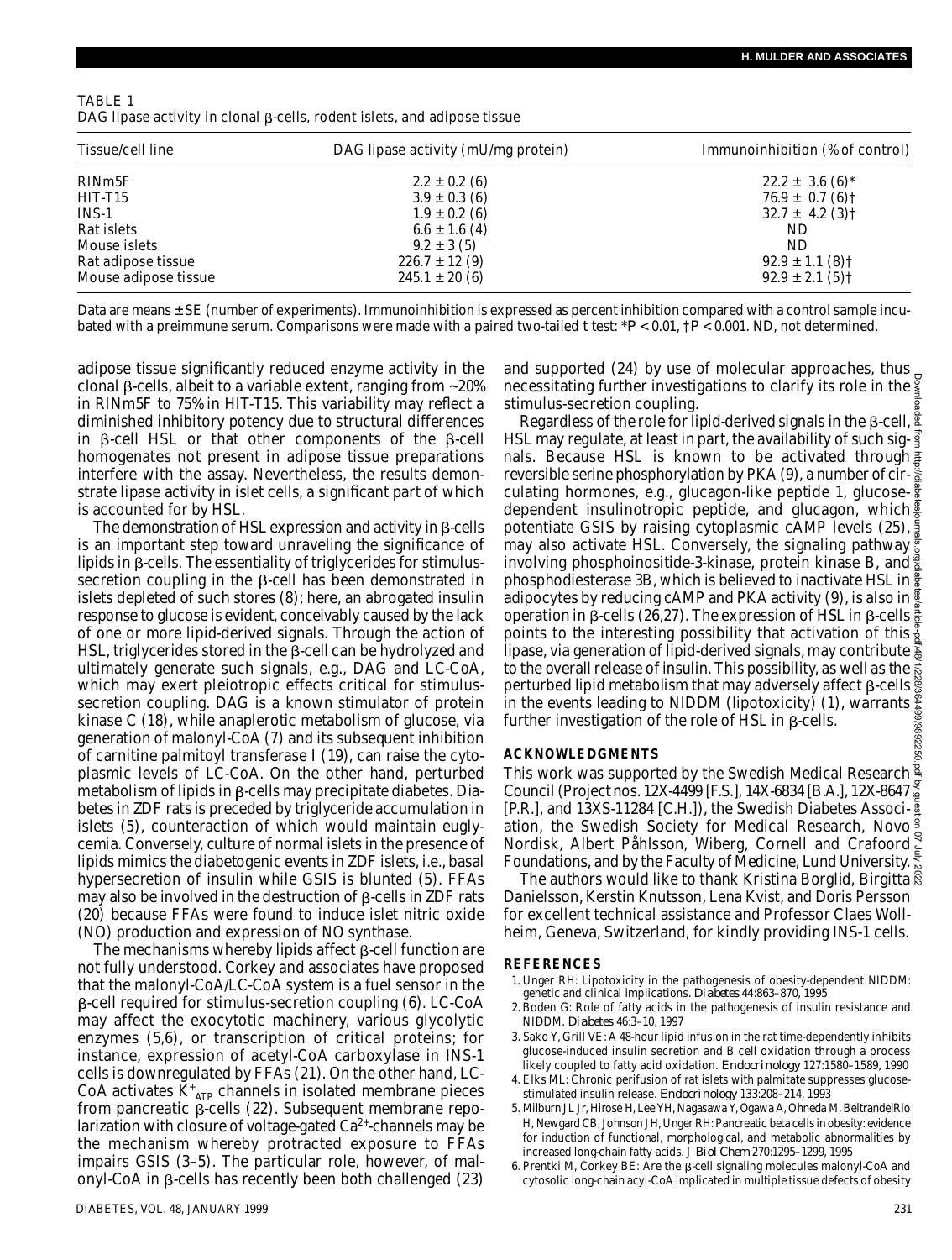TABLE 1
DAG lipase activity in clonal β-cells, rodent islets, and adipose tissue

| Tissue/cell line | DAG lipase activity (mU/mg protein) | Immunoinhibition (% of control) |
|---|---|---|
| RINm5F | 2.2 ± 0.2 (6) | 22.2 ± 3.6 (6)* |
| HIT-T15 | 3.9 ± 0.3 (6) | 76.9 ± 0.7 (6)† |
| INS-1 | 1.9 ± 0.2 (6) | 32.7 ± 4.2 (3)† |
| Rat islets | 6.6 ± 1.6 (4) | ND |
| Mouse islets | 9.2 ± 3 (5) | ND |
| Rat adipose tissue | 226.7 ± 12 (9) | 92.9 ± 1.1 (8)† |
| Mouse adipose tissue | 245.1 ± 20 (6) | 92.9 ± 2.1 (5)† |

Data are means ± SE (number of experiments). Immunoinhibition is expressed as percent inhibition compared with a control sample incubated with a preimmune serum. Comparisons were made with a paired two-tailed *t* test: *$P < 0.01$, †$P < 0.001$. ND, not determined.

adipose tissue significantly reduced enzyme activity in the clonal β-cells, albeit to a variable extent, ranging from ~20% in RINm5F to 75% in HIT-T15. This variability may reflect a diminished inhibitory potency due to structural differences in β-cell HSL or that other components of the β-cell homogenates not present in adipose tissue preparations interfere with the assay. Nevertheless, the results demonstrate lipase activity in islet cells, a significant part of which is accounted for by HSL.

The demonstration of HSL expression and activity in β-cells is an important step toward unraveling the significance of lipids in β-cells. The essentiality of triglycerides for stimulus-secretion coupling in the β-cell has been demonstrated in islets depleted of such stores (8); here, an abrogated insulin response to glucose is evident, conceivably caused by the lack of one or more lipid-derived signals. Through the action of HSL, triglycerides stored in the β-cell can be hydrolyzed and ultimately generate such signals, e.g., DAG and LC-CoA, which may exert pleiotropic effects critical for stimulus-secretion coupling. DAG is a known stimulator of protein kinase C (18), while anaplerotic metabolism of glucose, via generation of malonyl-CoA (7) and its subsequent inhibition of carnitine palmitoyl transferase I (19), can raise the cytoplasmic levels of LC-CoA. On the other hand, perturbed metabolism of lipids in β-cells may precipitate diabetes. Diabetes in ZDF rats is preceded by triglyceride accumulation in islets (5), counteraction of which would maintain euglycemia. Conversely, culture of normal islets in the presence of lipids mimics the diabetogenic events in ZDF islets, i.e., basal hypersecretion of insulin while GSIS is blunted (5). FFAs may also be involved in the destruction of β-cells in ZDF rats (20) because FFAs were found to induce islet nitric oxide (NO) production and expression of NO synthase.

The mechanisms whereby lipids affect β-cell function are not fully understood. Corkey and associates have proposed that the malonyl-CoA/LC-CoA system is a fuel sensor in the β-cell required for stimulus-secretion coupling (6). LC-CoA may affect the exocytotic machinery, various glycolytic enzymes (5,6), or transcription of critical proteins; for instance, expression of acetyl-CoA carboxylase in INS-1 cells is downregulated by FFAs (21). On the other hand, LC-CoA activates $K^+_{ATP}$ channels in isolated membrane pieces from pancreatic β-cells (22). Subsequent membrane repolarization with closure of voltage-gated $Ca^{2+}$-channels may be the mechanism whereby protracted exposure to FFAs impairs GSIS (3–5). The particular role, however, of malonyl-CoA in β-cells has recently been both challenged (23) and supported (24) by use of molecular approaches, thus necessitating further investigations to clarify its role in the stimulus-secretion coupling.

Regardless of the role for lipid-derived signals in the β-cell, HSL may regulate, at least in part, the availability of such signals. Because HSL is known to be activated through reversible serine phosphorylation by PKA (9), a number of circulating hormones, e.g., glucagon-like peptide 1, glucose-dependent insulinotropic peptide, and glucagon, which potentiate GSIS by raising cytoplasmic cAMP levels (25), may also activate HSL. Conversely, the signaling pathway involving phosphoinositide-3-kinase, protein kinase B, and phosphodiesterase 3B, which is believed to inactivate HSL in adipocytes by reducing cAMP and PKA activity (9), is also in operation in β-cells (26,27). The expression of HSL in β-cells points to the interesting possibility that activation of this lipase, via generation of lipid-derived signals, may contribute to the overall release of insulin. This possibility, as well as the perturbed lipid metabolism that may adversely affect β-cells in the events leading to NIDDM (lipotoxicity) (1), warrants further investigation of the role of HSL in β-cells.

## ACKNOWLEDGMENTS

This work was supported by the Swedish Medical Research Council (Project nos. 12X-4499 [F.S.], 14X-6834 [B.A.], 12X-8647 [P.R.], and 13XS-11284 [C.H.]), the Swedish Diabetes Association, the Swedish Society for Medical Research, Novo Nordisk, Albert Påhlsson, Wiberg, Cornell and Crafoord Foundations, and by the Faculty of Medicine, Lund University.

The authors would like to thank Kristina Borglid, Birgitta Danielsson, Kerstin Knutsson, Lena Kvist, and Doris Persson for excellent technical assistance and Professor Claes Wollheim, Geneva, Switzerland, for kindly providing INS-1 cells.

## REFERENCES

1. Unger RH: Lipotoxicity in the pathogenesis of obesity-dependent NIDDM: genetic and clinical implications. *Diabetes* 44:863–870, 1995
2. Boden G: Role of fatty acids in the pathogenesis of insulin resistance and NIDDM. *Diabetes* 46:3–10, 1997
3. Sako Y, Grill VE: A 48-hour lipid infusion in the rat time-dependently inhibits glucose-induced insulin secretion and B cell oxidation through a process likely coupled to fatty acid oxidation. *Endocrinology* 127:1580–1589, 1990
4. Elks ML: Chronic perifusion of rat islets with palmitate suppresses glucose-stimulated insulin release. *Endocrinology* 133:208–214, 1993
5. Milburn JL Jr, Hirose H, Lee YH, Nagasawa Y, Ogawa A, Ohneda M, BeltrandelRio H, Newgard CB, Johnson JH, Unger RH: Pancreatic beta cells in obesity: evidence for induction of functional, morphological, and metabolic abnormalities by increased long-chain fatty acids. *J Biol Chem* 270:1295–1299, 1995
6. Prentki M, Corkey BE: Are the β-cell signaling molecules malonyl-CoA and cytosolic long-chain acyl-CoA implicated in multiple tissue defects of obesity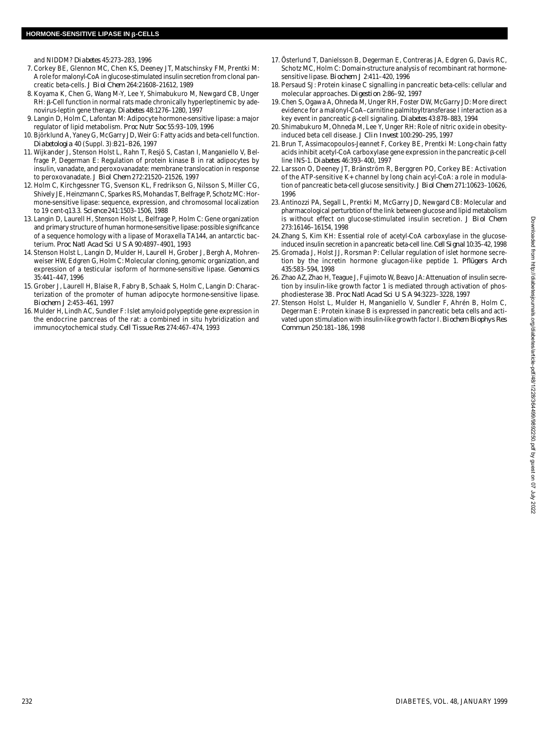and NIDDM? *Diabetes* 45:273–283, 1996

7. Corkey BE, Glennon MC, Chen KS, Deeney JT, Matschinsky FM, Prentki M: A role for malonyl-CoA in glucose-stimulated insulin secretion from clonal pancreatic beta-cells. *J Biol Chem* 264:21608–21612, 1989
8. Koyama K, Chen G, Wang M-Y, Lee Y, Shimabukuro M, Newgard CB, Unger RH: β-Cell function in normal rats made chronically hyperleptinemic by adenovirus-leptin gene therapy. *Diabetes* 48:1276–1280, 1997
9. Langin D, Holm C, Lafontan M: Adipocyte hormone-sensitive lipase: a major regulator of lipid metabolism. *Proc Nutr Soc* 55:93–109, 1996
10. Björklund A, Yaney G, McGarry JD, Weir G: Fatty acids and beta-cell function. *Diabetologia* 40 (Suppl. 3):B21–B26, 1997
11. Wijkander J, Stenson Holst L, Rahn T, Resjö S, Castan I, Manganiello V, Belfrage P, Degerman E: Regulation of protein kinase B in rat adipocytes by insulin, vanadate, and peroxovanadate: membrane translocation in response to peroxovanadate. *J Biol Chem* 272:21520–21526, 1997
12. Holm C, Kirchgessner TG, Svenson KL, Fredrikson G, Nilsson S, Miller CG, Shively JE, Heinzmann C, Sparkes RS, Mohandas T, Belfrage P, Schotz MC: Hormone-sensitive lipase: sequence, expression, and chromosomal localization to 19 cent-q13.3. *Science* 241:1503–1506, 1988
13. Langin D, Laurell H, Stenson Holst L, Belfrage P, Holm C: Gene organization and primary structure of human hormone-sensitive lipase: possible significance of a sequence homology with a lipase of Moraxella TA144, an antarctic bacterium. *Proc Natl Acad Sci U S A* 90:4897–4901, 1993
14. Stenson Holst L, Langin D, Mulder H, Laurell H, Grober J, Bergh A, Mohrenweiser HW, Edgren G, Holm C: Molecular cloning, genomic organization, and expression of a testicular isoform of hormone-sensitive lipase. *Genomics* 35:441–447, 1996
15. Grober J, Laurell H, Blaise R, Fabry B, Schaak S, Holm C, Langin D: Characterization of the promoter of human adipocyte hormone-sensitive lipase. *Biochem J* 2:453–461, 1997
16. Mulder H, Lindh AC, Sundler F: Islet amyloid polypeptide gene expression in the endocrine pancreas of the rat: a combined in situ hybridization and immunocytochemical study. *Cell Tissue Res* 274:467–474, 1993
17. Österlund T, Danielsson B, Degerman E, Contreras JA, Edgren G, Davis RC, Schotz MC, Holm C: Domain-structure analysis of recombinant rat hormone-sensitive lipase. *Biochem J* 2:411–420, 1996
18. Persaud SJ: Protein kinase C signalling in pancreatic beta-cells: cellular and molecular approaches. *Digestion* 2:86–92, 1997
19. Chen S, Ogawa A, Ohneda M, Unger RH, Foster DW, McGarry JD: More direct evidence for a malonyl-CoA–carnitine palmitoyltransferase I interaction as a key event in pancreatic β-cell signaling. *Diabetes* 43:878–883, 1994
20. Shimabukuro M, Ohneda M, Lee Y, Unger RH: Role of nitric oxide in obesity-induced beta cell disease. *J Clin Invest* 100:290–295, 1997
21. Brun T, Assimacopoulos-Jeannet F, Corkey BE, Prentki M: Long-chain fatty acids inhibit acetyl-CoA carboxylase gene expression in the pancreatic β-cell line INS-1. *Diabetes* 46:393–400, 1997
22. Larsson O, Deeney JT, Bränström R, Berggren PO, Corkey BE: Activation of the ATP-sensitive K+ channel by long chain acyl-CoA: a role in modulation of pancreatic beta-cell glucose sensitivity. *J Biol Chem* 271:10623–10626, 1996
23. Antinozzi PA, Segall L, Prentki M, McGarry JD, Newgard CB: Molecular and pharmacological perturbtion of the link between glucose and lipid metabolism is without effect on glucose-stimulated insulin secretion. *J Biol Chem* 273:16146–16154, 1998
24. Zhang S, Kim KH: Essential role of acetyl-CoA carboxylase in the glucose-induced insulin secretion in a pancreatic beta-cell line. *Cell Signal* 10:35–42, 1998
25. Gromada J, Holst JJ, Rorsman P: Cellular regulation of islet hormone secretion by the incretin hormone glucagon-like peptide 1. *Pflügers Arch* 435:583–594, 1998
26. Zhao AZ, Zhao H, Teague J, Fujimoto W, Beavo JA: Attenuation of insulin secretion by insulin-like growth factor 1 is mediated through activation of phosphodiesterase 3B. *Proc Natl Acad Sci U S A* 94:3223–3228, 1997
27. Stenson Holst L, Mulder H, Manganiello V, Sundler F, Ahrén B, Holm C, Degerman E: Protein kinase B is expressed in pancreatic beta cells and activated upon stimulation with insulin-like growth factor I. *Biochem Biophys Res Commun* 250:181–186, 1998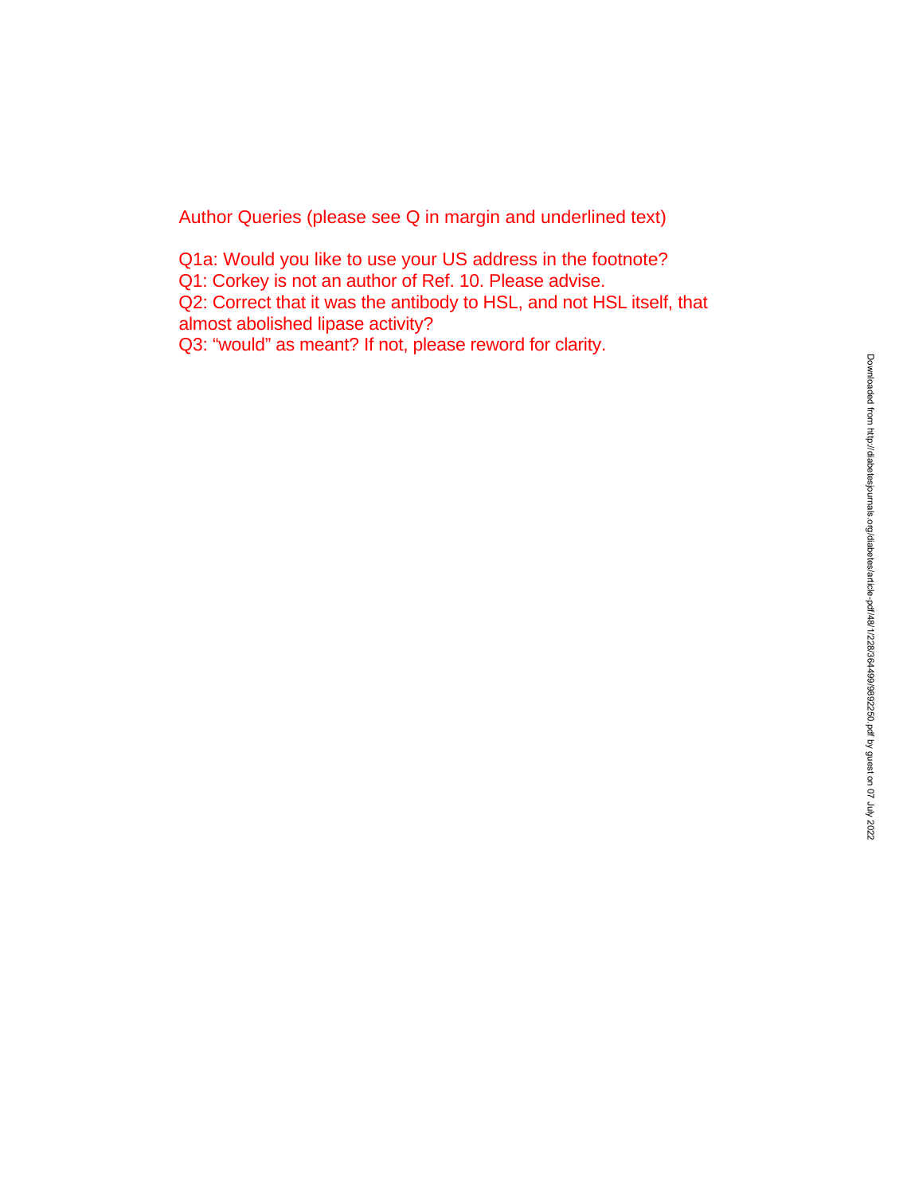Author Queries (please see Q in margin and underlined text)

Q1a: Would you like to use your US address in the footnote?
Q1: Corkey is not an author of Ref. 10. Please advise.
Q2: Correct that it was the antibody to HSL, and not HSL itself, that almost abolished lipase activity?
Q3: “would” as meant? If not, please reword for clarity.